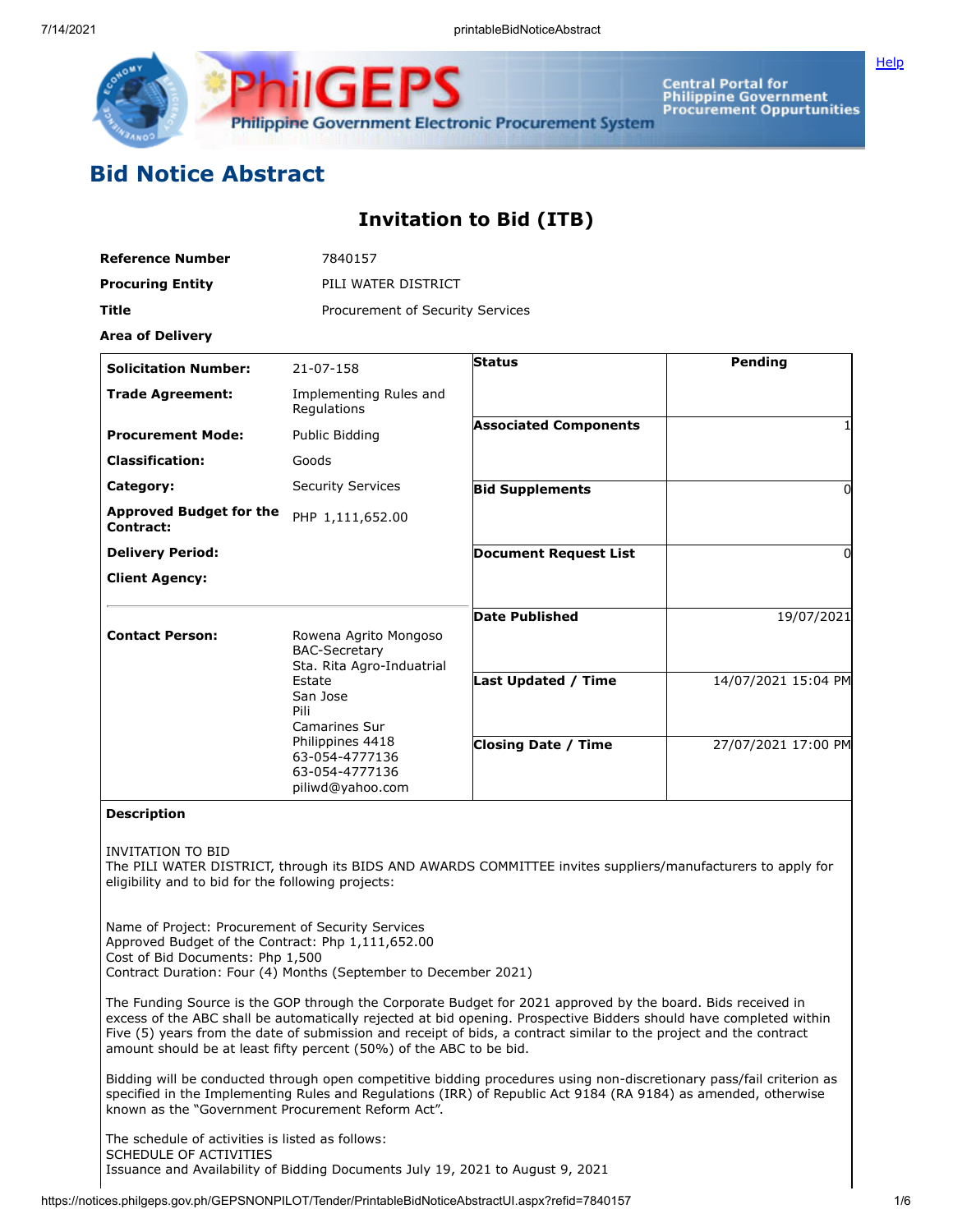# Bid Notice Abstract

## Invitation to Bid (ITB)

**Reference Number** 7840157

**Procuring Entity** PILI WATER DISTRICT

**Title** Procurement of Security Services

**Area of Delivery**

| | | | |
|---|---|---|---|
| **Solicitation Number:** | 21-07-158 | **Status** | Pending |
| **Trade Agreement:** | Implementing Rules and Regulations | | |
| **Procurement Mode:** | Public Bidding | **Associated Components** | 1 |
| **Classification:** | Goods | | |
| **Category:** | Security Services | **Bid Supplements** | 0 |
| **Approved Budget for the Contract:** | PHP 1,111,652.00 | | |
| **Delivery Period:** | | **Document Request List** | 0 |
| **Client Agency:** | | | |
| | | **Date Published** | 19/07/2021 |
| **Contact Person:** | Rowena Agrito Mongoso<br>BAC-Secretary<br>Sta. Rita Agro-Indutarial Estate<br>San Jose<br>Pili<br>Camarines Sur<br>Philippines 4418<br>63-054-4777136<br>63-054-4777136<br>piliwd@yahoo.com | **Last Updated / Time** | 14/07/2021 15:04 PM |
| | | **Closing Date / Time** | 27/07/2021 17:00 PM |

**Description**

INVITATION TO BID
The PILI WATER DISTRICT, through its BIDS AND AWARDS COMMITTEE invites suppliers/manufacturers to apply for eligibility and to bid for the following projects:

Name of Project: Procurement of Security Services
Approved Budget of the Contract: Php 1,111,652.00
Cost of Bid Documents: Php 1,500
Contract Duration: Four (4) Months (September to December 2021)

The Funding Source is the GOP through the Corporate Budget for 2021 approved by the board. Bids received in excess of the ABC shall be automatically rejected at bid opening. Prospective Bidders should have completed within Five (5) years from the date of submission and receipt of bids, a contract similar to the project and the contract amount should be at least fifty percent (50%) of the ABC to be bid.

Bidding will be conducted through open competitive bidding procedures using non-discretionary pass/fail criterion as specified in the Implementing Rules and Regulations (IRR) of Republic Act 9184 (RA 9184) as amended, otherwise known as the "Government Procurement Reform Act".

The schedule of activities is listed as follows:
SCHEDULE OF ACTIVITIES
Issuance and Availability of Bidding Documents July 19, 2021 to August 9, 2021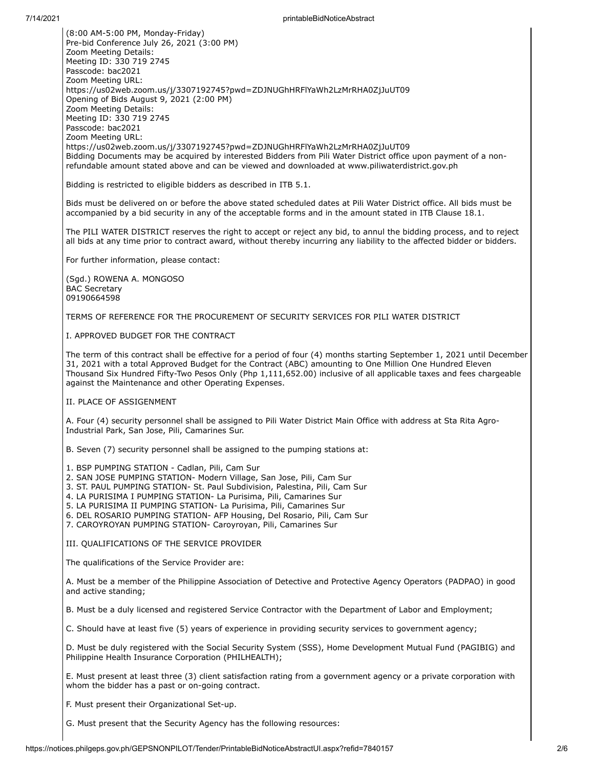(8:00 AM-5:00 PM, Monday-Friday)
Pre-bid Conference July 26, 2021 (3:00 PM)
Zoom Meeting Details:
Meeting ID: 330 719 2745
Passcode: bac2021
Zoom Meeting URL:
https://us02web.zoom.us/j/3307192745?pwd=ZDJNUGhHRFlYaWh2LzMrRHA0ZjJuUT09
Opening of Bids August 9, 2021 (2:00 PM)
Zoom Meeting Details:
Meeting ID: 330 719 2745
Passcode: bac2021
Zoom Meeting URL:
https://us02web.zoom.us/j/3307192745?pwd=ZDJNUGhHRFlYaWh2LzMrRHA0ZjJuUT09
Bidding Documents may be acquired by interested Bidders from Pili Water District office upon payment of a non-refundable amount stated above and can be viewed and downloaded at www.piliwaterdistrict.gov.ph

Bidding is restricted to eligible bidders as described in ITB 5.1.

Bids must be delivered on or before the above stated scheduled dates at Pili Water District office. All bids must be accompanied by a bid security in any of the acceptable forms and in the amount stated in ITB Clause 18.1.

The PILI WATER DISTRICT reserves the right to accept or reject any bid, to annul the bidding process, and to reject all bids at any time prior to contract award, without thereby incurring any liability to the affected bidder or bidders.

For further information, please contact:

(Sgd.) ROWENA A. MONGOSO
BAC Secretary
09190664598

TERMS OF REFERENCE FOR THE PROCUREMENT OF SECURITY SERVICES FOR PILI WATER DISTRICT

I. APPROVED BUDGET FOR THE CONTRACT

The term of this contract shall be effective for a period of four (4) months starting September 1, 2021 until December 31, 2021 with a total Approved Budget for the Contract (ABC) amounting to One Million One Hundred Eleven Thousand Six Hundred Fifty-Two Pesos Only (Php 1,111,652.00) inclusive of all applicable taxes and fees chargeable against the Maintenance and other Operating Expenses.

II. PLACE OF ASSIGEENMENT

A. Four (4) security personnel shall be assigned to Pili Water District Main Office with address at Sta Rita Agro-Industrial Park, San Jose, Pili, Camarines Sur.

B. Seven (7) security personnel shall be assigned to the pumping stations at:

1. BSP PUMPING STATION - Cadlan, Pili, Cam Sur
2. SAN JOSE PUMPING STATION- Modern Village, San Jose, Pili, Cam Sur
3. ST. PAUL PUMPING STATION- St. Paul Subdivision, Palestina, Pili, Cam Sur
4. LA PURISIMA I PUMPING STATION- La Purisima, Pili, Camarines Sur
5. LA PURISIMA II PUMPING STATION- La Purisima, Pili, Camarines Sur
6. DEL ROSARIO PUMPING STATION- AFP Housing, Del Rosario, Pili, Cam Sur
7. CAROYROYAN PUMPING STATION- Caroyroyan, Pili, Camarines Sur

III. QUALIFICATIONS OF THE SERVICE PROVIDER

The qualifications of the Service Provider are:

A. Must be a member of the Philippine Association of Detective and Protective Agency Operators (PADPAO) in good and active standing;

B. Must be a duly licensed and registered Service Contractor with the Department of Labor and Employment;

C. Should have at least five (5) years of experience in providing security services to government agency;

D. Must be duly registered with the Social Security System (SSS), Home Development Mutual Fund (PAGIBIG) and Philippine Health Insurance Corporation (PHILHEALTH);

E. Must present at least three (3) client satisfaction rating from a government agency or a private corporation with whom the bidder has a past or on-going contract.

F. Must present their Organizational Set-up.

G. Must present that the Security Agency has the following resources: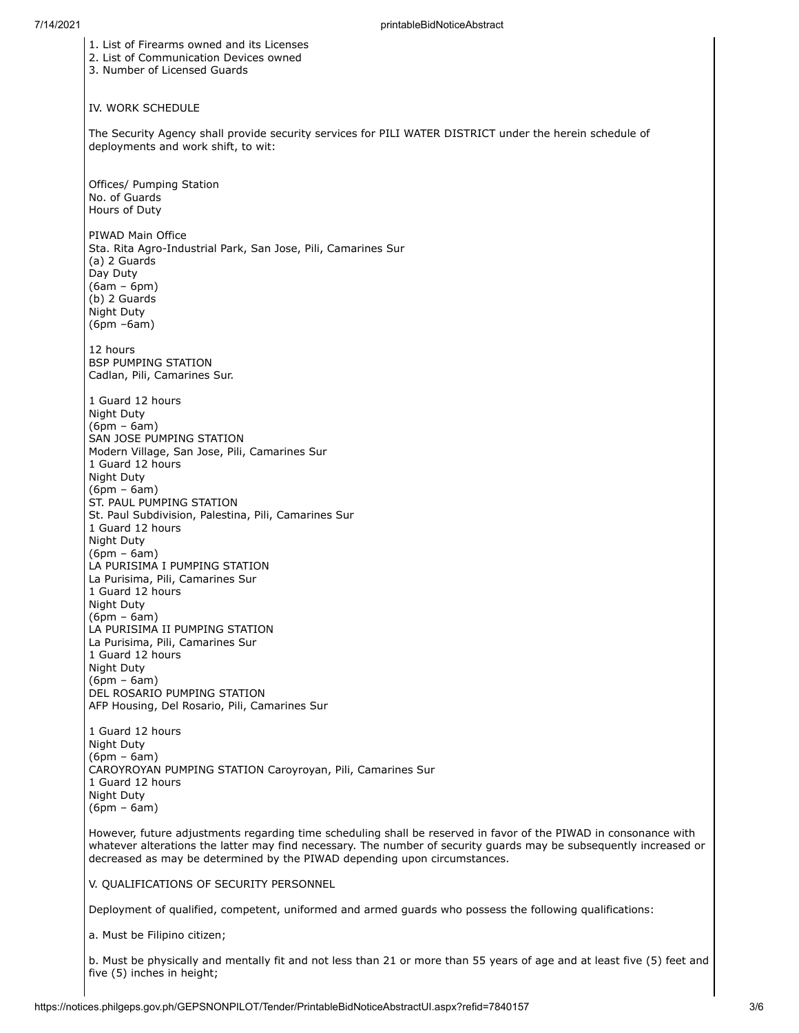1. List of Firearms owned and its Licenses
2. List of Communication Devices owned
3. Number of Licensed Guards

IV. WORK SCHEDULE

The Security Agency shall provide security services for PILI WATER DISTRICT under the herein schedule of deployments and work shift, to wit:

Offices/ Pumping Station
No. of Guards
Hours of Duty

PIWAD Main Office
Sta. Rita Agro-Industrial Park, San Jose, Pili, Camarines Sur
(a) 2 Guards
Day Duty
(6am – 6pm)
(b) 2 Guards
Night Duty
(6pm –6am)

12 hours
BSP PUMPING STATION
Cadlan, Pili, Camarines Sur.

1 Guard 12 hours
Night Duty
(6pm – 6am)
SAN JOSE PUMPING STATION
Modern Village, San Jose, Pili, Camarines Sur
1 Guard 12 hours
Night Duty
(6pm – 6am)
ST. PAUL PUMPING STATION
St. Paul Subdivision, Palestina, Pili, Camarines Sur
1 Guard 12 hours
Night Duty
(6pm – 6am)
LA PURISIMA I PUMPING STATION
La Purisima, Pili, Camarines Sur
1 Guard 12 hours
Night Duty
(6pm – 6am)
LA PURISIMA II PUMPING STATION
La Purisima, Pili, Camarines Sur
1 Guard 12 hours
Night Duty
(6pm – 6am)
DEL ROSARIO PUMPING STATION
AFP Housing, Del Rosario, Pili, Camarines Sur

1 Guard 12 hours
Night Duty
(6pm – 6am)
CAROYROYAN PUMPING STATION Caroyroyan, Pili, Camarines Sur
1 Guard 12 hours
Night Duty
(6pm – 6am)

However, future adjustments regarding time scheduling shall be reserved in favor of the PIWAD in consonance with whatever alterations the latter may find necessary. The number of security guards may be subsequently increased or decreased as may be determined by the PIWAD depending upon circumstances.

V. QUALIFICATIONS OF SECURITY PERSONNEL

Deployment of qualified, competent, uniformed and armed guards who possess the following qualifications:

a. Must be Filipino citizen;

b. Must be physically and mentally fit and not less than 21 or more than 55 years of age and at least five (5) feet and five (5) inches in height;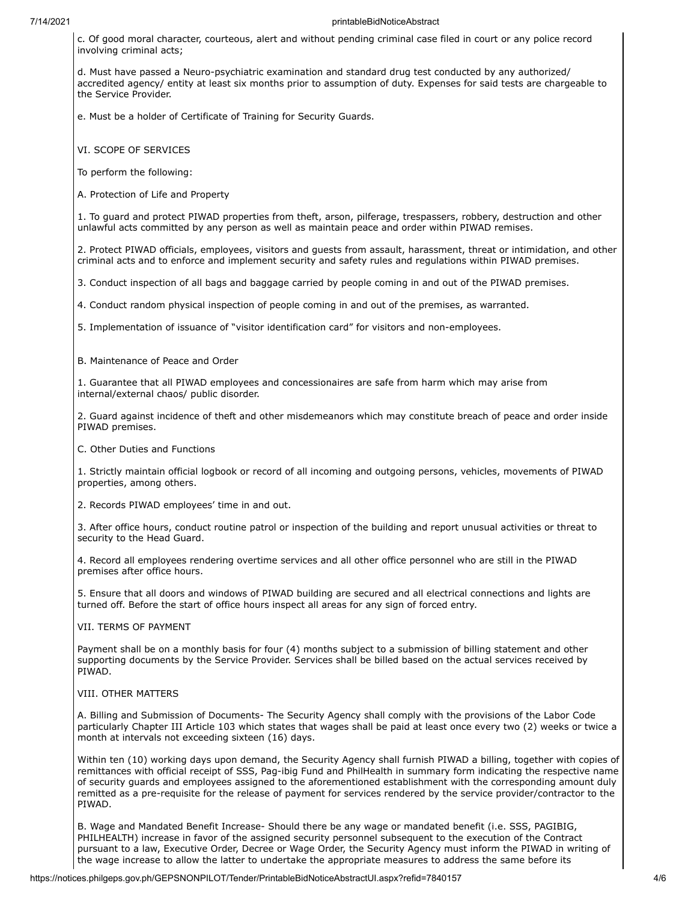c. Of good moral character, courteous, alert and without pending criminal case filed in court or any police record involving criminal acts;

d. Must have passed a Neuro-psychiatric examination and standard drug test conducted by any authorized/ accredited agency/ entity at least six months prior to assumption of duty. Expenses for said tests are chargeable to the Service Provider.

e. Must be a holder of Certificate of Training for Security Guards.

VI. SCOPE OF SERVICES

To perform the following:

A. Protection of Life and Property

1. To guard and protect PIWAD properties from theft, arson, pilferage, trespassers, robbery, destruction and other unlawful acts committed by any person as well as maintain peace and order within PIWAD remises.

2. Protect PIWAD officials, employees, visitors and guests from assault, harassment, threat or intimidation, and other criminal acts and to enforce and implement security and safety rules and regulations within PIWAD premises.

3. Conduct inspection of all bags and baggage carried by people coming in and out of the PIWAD premises.

4. Conduct random physical inspection of people coming in and out of the premises, as warranted.

5. Implementation of issuance of "visitor identification card" for visitors and non-employees.

B. Maintenance of Peace and Order

1. Guarantee that all PIWAD employees and concessionaires are safe from harm which may arise from internal/external chaos/ public disorder.

2. Guard against incidence of theft and other misdemeanors which may constitute breach of peace and order inside PIWAD premises.

C. Other Duties and Functions

1. Strictly maintain official logbook or record of all incoming and outgoing persons, vehicles, movements of PIWAD properties, among others.

2. Records PIWAD employees' time in and out.

3. After office hours, conduct routine patrol or inspection of the building and report unusual activities or threat to security to the Head Guard.

4. Record all employees rendering overtime services and all other office personnel who are still in the PIWAD premises after office hours.

5. Ensure that all doors and windows of PIWAD building are secured and all electrical connections and lights are turned off. Before the start of office hours inspect all areas for any sign of forced entry.

VII. TERMS OF PAYMENT

Payment shall be on a monthly basis for four (4) months subject to a submission of billing statement and other supporting documents by the Service Provider. Services shall be billed based on the actual services received by PIWAD.

VIII. OTHER MATTERS

A. Billing and Submission of Documents- The Security Agency shall comply with the provisions of the Labor Code particularly Chapter III Article 103 which states that wages shall be paid at least once every two (2) weeks or twice a month at intervals not exceeding sixteen (16) days.

Within ten (10) working days upon demand, the Security Agency shall furnish PIWAD a billing, together with copies of remittances with official receipt of SSS, Pag-ibig Fund and PhilHealth in summary form indicating the respective name of security guards and employees assigned to the aforementioned establishment with the corresponding amount duly remitted as a pre-requisite for the release of payment for services rendered by the service provider/contractor to the PIWAD.

B. Wage and Mandated Benefit Increase- Should there be any wage or mandated benefit (i.e. SSS, PAGIBIG, PHILHEALTH) increase in favor of the assigned security personnel subsequent to the execution of the Contract pursuant to a law, Executive Order, Decree or Wage Order, the Security Agency must inform the PIWAD in writing of the wage increase to allow the latter to undertake the appropriate measures to address the same before its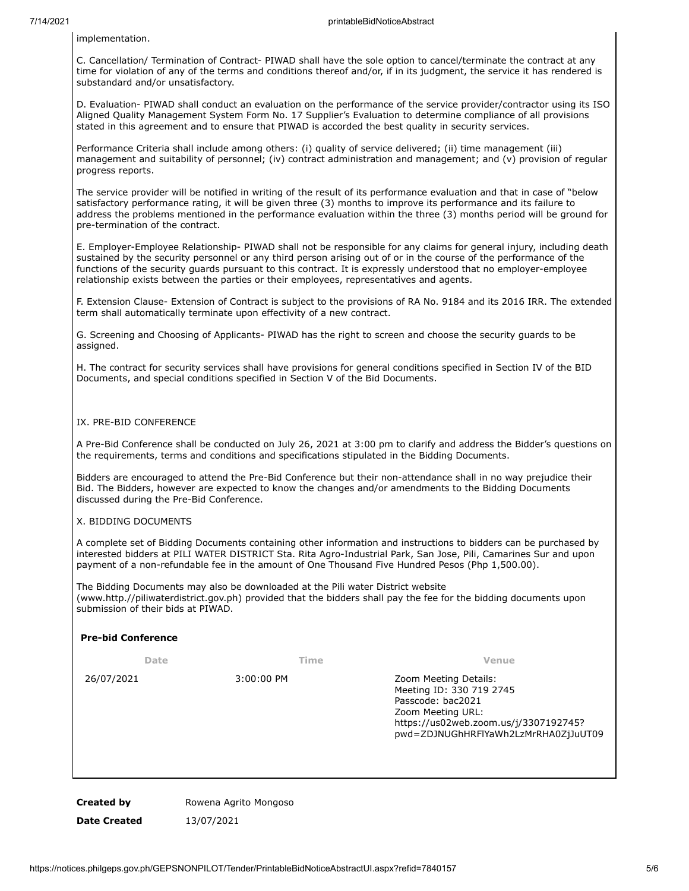implementation.

C. Cancellation/ Termination of Contract- PIWAD shall have the sole option to cancel/terminate the contract at any time for violation of any of the terms and conditions thereof and/or, if in its judgment, the service it has rendered is substandard and/or unsatisfactory.

D. Evaluation- PIWAD shall conduct an evaluation on the performance of the service provider/contractor using its ISO Aligned Quality Management System Form No. 17 Supplier's Evaluation to determine compliance of all provisions stated in this agreement and to ensure that PIWAD is accorded the best quality in security services.

Performance Criteria shall include among others: (i) quality of service delivered; (ii) time management (iii) management and suitability of personnel; (iv) contract administration and management; and (v) provision of regular progress reports.

The service provider will be notified in writing of the result of its performance evaluation and that in case of "below satisfactory performance rating, it will be given three (3) months to improve its performance and its failure to address the problems mentioned in the performance evaluation within the three (3) months period will be ground for pre-termination of the contract.

E. Employer-Employee Relationship- PIWAD shall not be responsible for any claims for general injury, including death sustained by the security personnel or any third person arising out of or in the course of the performance of the functions of the security guards pursuant to this contract. It is expressly understood that no employer-employee relationship exists between the parties or their employees, representatives and agents.

F. Extension Clause- Extension of Contract is subject to the provisions of RA No. 9184 and its 2016 IRR. The extended term shall automatically terminate upon effectivity of a new contract.

G. Screening and Choosing of Applicants- PIWAD has the right to screen and choose the security guards to be assigned.

H. The contract for security services shall have provisions for general conditions specified in Section IV of the BID Documents, and special conditions specified in Section V of the Bid Documents.

IX. PRE-BID CONFERENCE

A Pre-Bid Conference shall be conducted on July 26, 2021 at 3:00 pm to clarify and address the Bidder's questions on the requirements, terms and conditions and specifications stipulated in the Bidding Documents.

Bidders are encouraged to attend the Pre-Bid Conference but their non-attendance shall in no way prejudice their Bid. The Bidders, however are expected to know the changes and/or amendments to the Bidding Documents discussed during the Pre-Bid Conference.

X. BIDDING DOCUMENTS

A complete set of Bidding Documents containing other information and instructions to bidders can be purchased by interested bidders at PILI WATER DISTRICT Sta. Rita Agro-Industrial Park, San Jose, Pili, Camarines Sur and upon payment of a non-refundable fee in the amount of One Thousand Five Hundred Pesos (Php 1,500.00).

The Bidding Documents may also be downloaded at the Pili water District website (www.http.//piliwaterdistrict.gov.ph) provided that the bidders shall pay the fee for the bidding documents upon submission of their bids at PIWAD.

**Pre-bid Conference**

| Date | Time | Venue |
|---|---|---|
| 26/07/2021 | 3:00:00 PM | Zoom Meeting Details:<br>Meeting ID: 330 719 2745<br>Passcode: bac2021<br>Zoom Meeting URL:<br>https://us02web.zoom.us/j/3307192745?pwd=ZDJNUGhHRFlYaWh2LzMrRHA0ZjJuUT09 |

| | |
|---|---|
| **Created by** | Rowena Agrito Mongoso |
| **Date Created** | 13/07/2021 |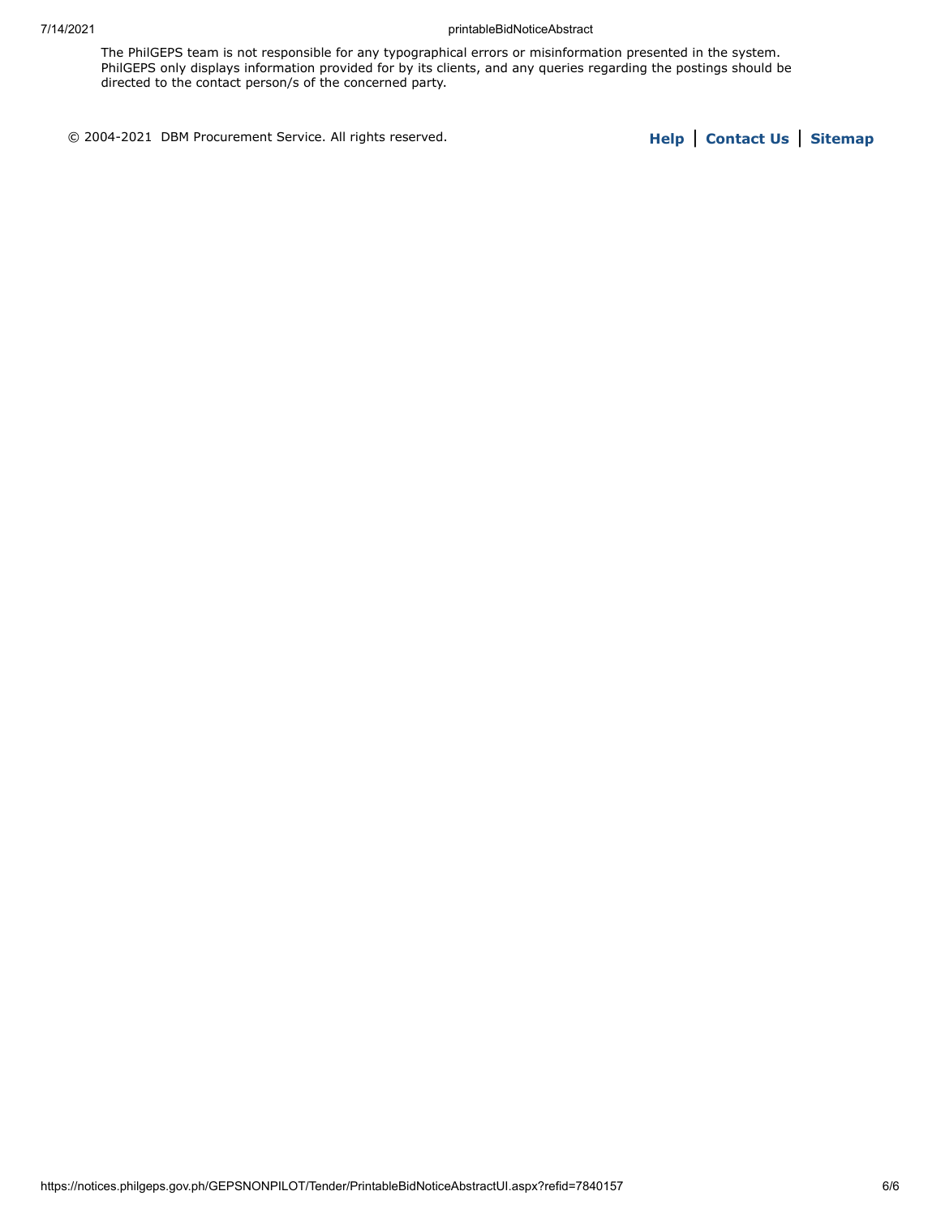The PhilGEPS team is not responsible for any typographical errors or misinformation presented in the system. PhilGEPS only displays information provided for by its clients, and any queries regarding the postings should be directed to the contact person/s of the concerned party.

© 2004-2021 DBM Procurement Service. All rights reserved.

**Help** | **Contact Us** | **Sitemap**